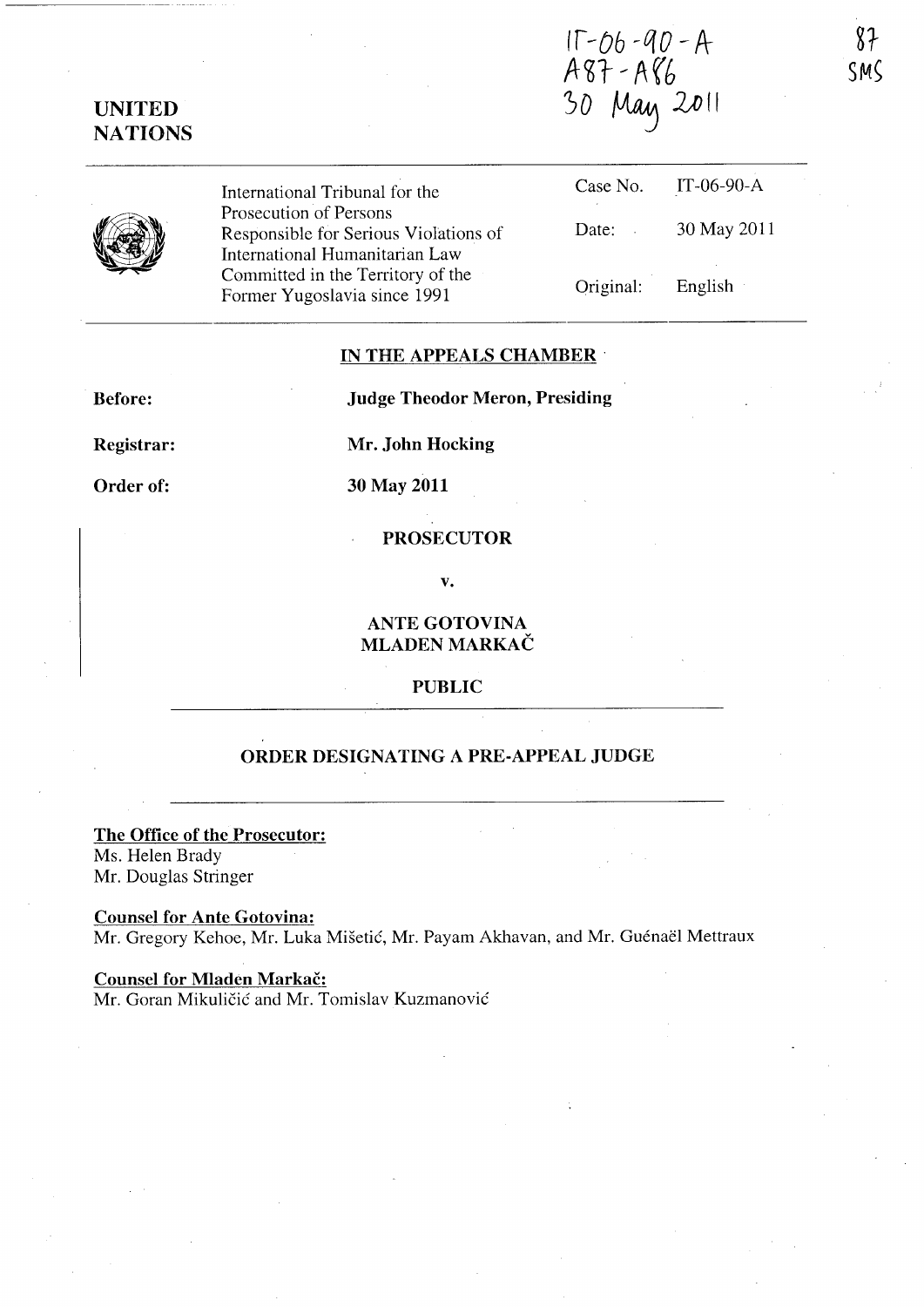IT-06-90-A
A87 - A86
30 May 2011

87
SMS

**UNITED NATIONS**

International Tribunal for the Prosecution of Persons Responsible for Serious Violations of International Humanitarian Law Committed in the Territory of the Former Yugoslavia since 1991

| | |
|---|---|
| Case No. | IT-06-90-A |
| Date: | 30 May 2011 |
| Original: | English |

## IN THE APPEALS CHAMBER

**Before:** **Judge Theodor Meron, Presiding**

**Registrar:** **Mr. John Hocking**

**Order of:** **30 May 2011**

**PROSECUTOR**

**v.**

**ANTE GOTOVINA**
**MLADEN MARKAČ**

**PUBLIC**

## ORDER DESIGNATING A PRE-APPEAL JUDGE

**The Office of the Prosecutor:**
Ms. Helen Brady
Mr. Douglas Stringer

**Counsel for Ante Gotovina:**
Mr. Gregory Kehoe, Mr. Luka Mišetić, Mr. Payam Akhavan, and Mr. Guénaël Mettraux

**Counsel for Mladen Markač:**
Mr. Goran Mikuličić and Mr. Tomislav Kuzmanović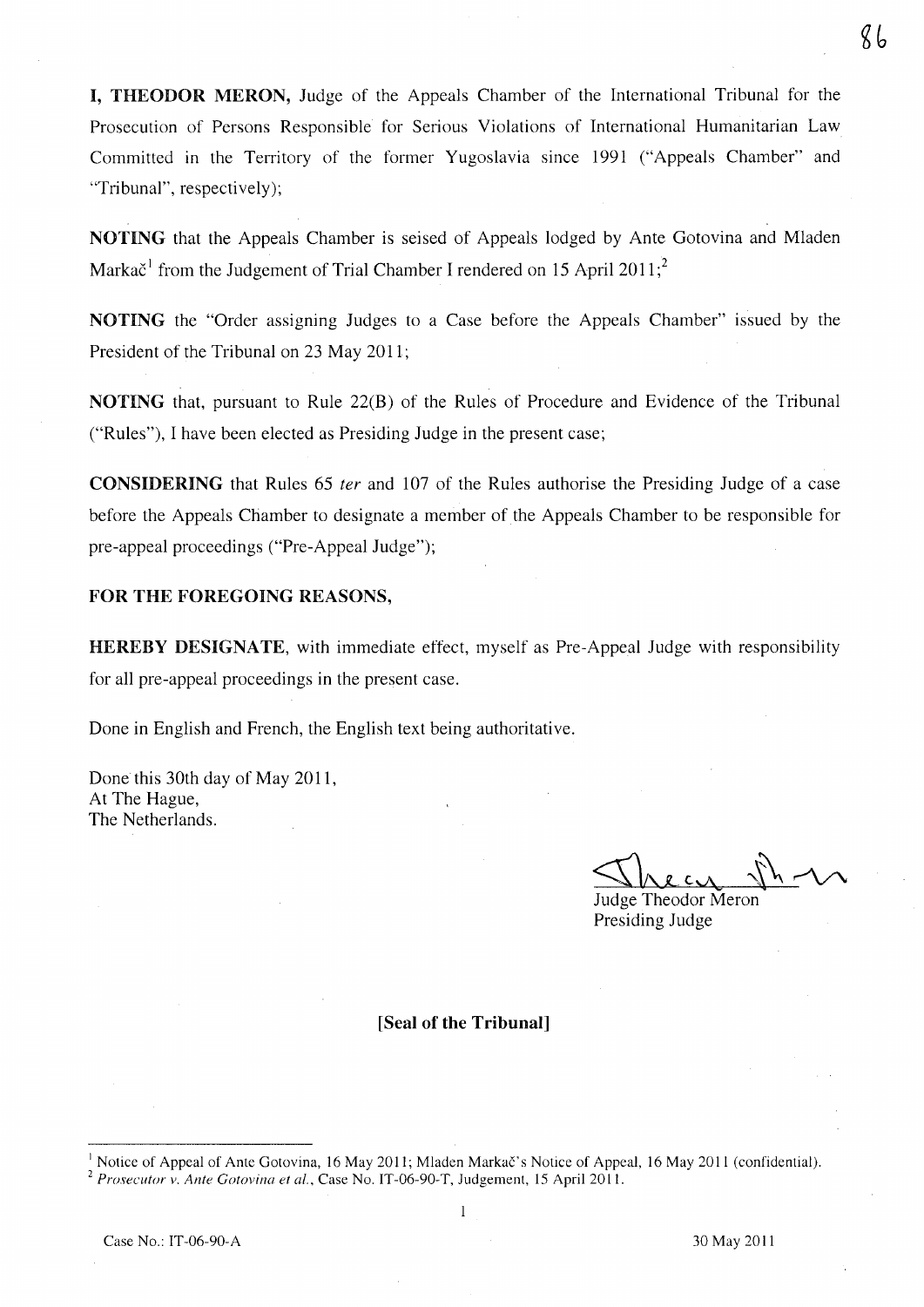**I, THEODOR MERON,** Judge of the Appeals Chamber of the International Tribunal for the Prosecution of Persons Responsible for Serious Violations of International Humanitarian Law Committed in the Territory of the former Yugoslavia since 1991 ("Appeals Chamber" and "Tribunal", respectively);

**NOTING** that the Appeals Chamber is seised of Appeals lodged by Ante Gotovina and Mladen Markač[1] from the Judgement of Trial Chamber I rendered on 15 April 2011;[2]

**NOTING** the "Order assigning Judges to a Case before the Appeals Chamber" issued by the President of the Tribunal on 23 May 2011;

**NOTING** that, pursuant to Rule 22(B) of the Rules of Procedure and Evidence of the Tribunal ("Rules"), I have been elected as Presiding Judge in the present case;

**CONSIDERING** that Rules 65 *ter* and 107 of the Rules authorise the Presiding Judge of a case before the Appeals Chamber to designate a member of the Appeals Chamber to be responsible for pre-appeal proceedings ("Pre-Appeal Judge");

**FOR THE FOREGOING REASONS,**

**HEREBY DESIGNATE**, with immediate effect, myself as Pre-Appeal Judge with responsibility for all pre-appeal proceedings in the present case.

Done in English and French, the English text being authoritative.

Done this 30th day of May 2011,
At The Hague,
The Netherlands.

Judge Theodor Meron
Presiding Judge

**[Seal of the Tribunal]**

---

[1] Notice of Appeal of Ante Gotovina, 16 May 2011; Mladen Markač's Notice of Appeal, 16 May 2011 (confidential).

[2] *Prosecutor v. Ante Gotovina et al.*, Case No. IT-06-90-T, Judgement, 15 April 2011.